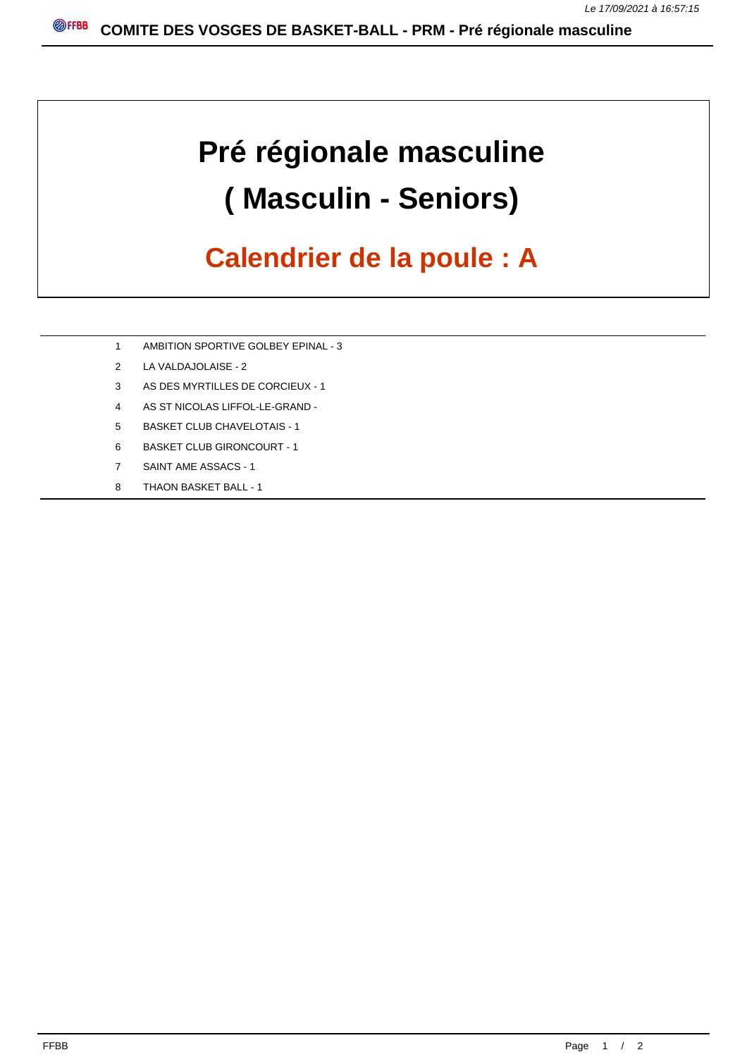# Pré régionale masculine

# ( Masculin - Seniors)

## Calendrier de la poule : A

| | |
|---|---|
| 1 | AMBITION SPORTIVE GOLBEY EPINAL - 3 |
| 2 | LA VALDAJOLAISE - 2 |
| 3 | AS DES MYRTILLES DE CORCIEUX - 1 |
| 4 | AS ST NICOLAS LIFFOL-LE-GRAND - |
| 5 | BASKET CLUB CHAVELOTAIS - 1 |
| 6 | BASKET CLUB GIRONCOURT - 1 |
| 7 | SAINT AME ASSACS - 1 |
| 8 | THAON BASKET BALL - 1 |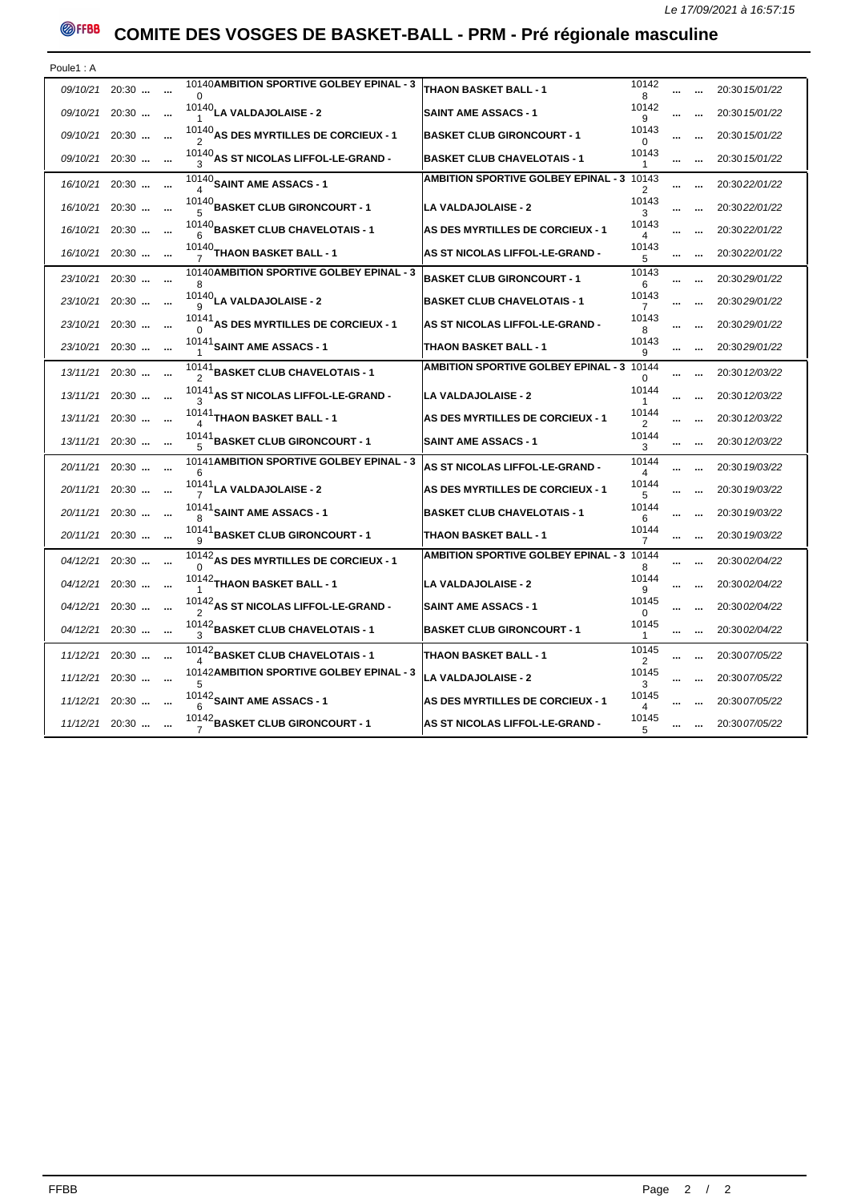Le 17/09/2021 à 16:57:15

# COMITE DES VOSGES DE BASKET-BALL - PRM - Pré régionale masculine

Poule1 : A

| | | | | | | | | | | |
|---|---|---|---|---|---|---|---|---|---|---|
| 09/10/21 | 20:30 | ... | ... | 101400 | **AMBITION SPORTIVE GOLBEY EPINAL - 3** | **THAON BASKET BALL - 1** | 101428 | ... | ... | 20:30 15/01/22 |
| 09/10/21 | 20:30 | ... | ... | 101401 | **LA VALDAJOLAISE - 2** | **SAINT AME ASSACS - 1** | 101429 | ... | ... | 20:30 15/01/22 |
| 09/10/21 | 20:30 | ... | ... | 101402 | **AS DES MYRTILLES DE CORCIEUX - 1** | **BASKET CLUB GIRONCOURT - 1** | 101430 | ... | ... | 20:30 15/01/22 |
| 09/10/21 | 20:30 | ... | ... | 101403 | **AS ST NICOLAS LIFFOL-LE-GRAND -** | **BASKET CLUB CHAVELOTAIS - 1** | 101431 | ... | ... | 20:30 15/01/22 |
| 16/10/21 | 20:30 | ... | ... | 101404 | **SAINT AME ASSACS - 1** | **AMBITION SPORTIVE GOLBEY EPINAL - 3** | 101432 | ... | ... | 20:30 22/01/22 |
| 16/10/21 | 20:30 | ... | ... | 101405 | **BASKET CLUB GIRONCOURT - 1** | **LA VALDAJOLAISE - 2** | 101433 | ... | ... | 20:30 22/01/22 |
| 16/10/21 | 20:30 | ... | ... | 101406 | **BASKET CLUB CHAVELOTAIS - 1** | **AS DES MYRTILLES DE CORCIEUX - 1** | 101434 | ... | ... | 20:30 22/01/22 |
| 16/10/21 | 20:30 | ... | ... | 101407 | **THAON BASKET BALL - 1** | **AS ST NICOLAS LIFFOL-LE-GRAND -** | 101435 | ... | ... | 20:30 22/01/22 |
| 23/10/21 | 20:30 | ... | ... | 101408 | **AMBITION SPORTIVE GOLBEY EPINAL - 3** | **BASKET CLUB GIRONCOURT - 1** | 101436 | ... | ... | 20:30 29/01/22 |
| 23/10/21 | 20:30 | ... | ... | 101409 | **LA VALDAJOLAISE - 2** | **BASKET CLUB CHAVELOTAIS - 1** | 101437 | ... | ... | 20:30 29/01/22 |
| 23/10/21 | 20:30 | ... | ... | 101410 | **AS DES MYRTILLES DE CORCIEUX - 1** | **AS ST NICOLAS LIFFOL-LE-GRAND -** | 101438 | ... | ... | 20:30 29/01/22 |
| 23/10/21 | 20:30 | ... | ... | 101411 | **SAINT AME ASSACS - 1** | **THAON BASKET BALL - 1** | 101439 | ... | ... | 20:30 29/01/22 |
| 13/11/21 | 20:30 | ... | ... | 101412 | **BASKET CLUB CHAVELOTAIS - 1** | **AMBITION SPORTIVE GOLBEY EPINAL - 3** | 101440 | ... | ... | 20:30 12/03/22 |
| 13/11/21 | 20:30 | ... | ... | 101413 | **AS ST NICOLAS LIFFOL-LE-GRAND -** | **LA VALDAJOLAISE - 2** | 101441 | ... | ... | 20:30 12/03/22 |
| 13/11/21 | 20:30 | ... | ... | 101414 | **THAON BASKET BALL - 1** | **AS DES MYRTILLES DE CORCIEUX - 1** | 101442 | ... | ... | 20:30 12/03/22 |
| 13/11/21 | 20:30 | ... | ... | 101415 | **BASKET CLUB GIRONCOURT - 1** | **SAINT AME ASSACS - 1** | 101443 | ... | ... | 20:30 12/03/22 |
| 20/11/21 | 20:30 | ... | ... | 101416 | **AMBITION SPORTIVE GOLBEY EPINAL - 3** | **AS ST NICOLAS LIFFOL-LE-GRAND -** | 101444 | ... | ... | 20:30 19/03/22 |
| 20/11/21 | 20:30 | ... | ... | 101417 | **LA VALDAJOLAISE - 2** | **AS DES MYRTILLES DE CORCIEUX - 1** | 101445 | ... | ... | 20:30 19/03/22 |
| 20/11/21 | 20:30 | ... | ... | 101418 | **SAINT AME ASSACS - 1** | **BASKET CLUB CHAVELOTAIS - 1** | 101446 | ... | ... | 20:30 19/03/22 |
| 20/11/21 | 20:30 | ... | ... | 101419 | **BASKET CLUB GIRONCOURT - 1** | **THAON BASKET BALL - 1** | 101447 | ... | ... | 20:30 19/03/22 |
| 04/12/21 | 20:30 | ... | ... | 101420 | **AS DES MYRTILLES DE CORCIEUX - 1** | **AMBITION SPORTIVE GOLBEY EPINAL - 3** | 101448 | ... | ... | 20:30 02/04/22 |
| 04/12/21 | 20:30 | ... | ... | 101421 | **THAON BASKET BALL - 1** | **LA VALDAJOLAISE - 2** | 101449 | ... | ... | 20:30 02/04/22 |
| 04/12/21 | 20:30 | ... | ... | 101422 | **AS ST NICOLAS LIFFOL-LE-GRAND -** | **SAINT AME ASSACS - 1** | 101450 | ... | ... | 20:30 02/04/22 |
| 04/12/21 | 20:30 | ... | ... | 101423 | **BASKET CLUB CHAVELOTAIS - 1** | **BASKET CLUB GIRONCOURT - 1** | 101451 | ... | ... | 20:30 02/04/22 |
| 11/12/21 | 20:30 | ... | ... | 101424 | **BASKET CLUB CHAVELOTAIS - 1** | **THAON BASKET BALL - 1** | 101452 | ... | ... | 20:30 07/05/22 |
| 11/12/21 | 20:30 | ... | ... | 101425 | **AMBITION SPORTIVE GOLBEY EPINAL - 3** | **LA VALDAJOLAISE - 2** | 101453 | ... | ... | 20:30 07/05/22 |
| 11/12/21 | 20:30 | ... | ... | 101426 | **SAINT AME ASSACS - 1** | **AS DES MYRTILLES DE CORCIEUX - 1** | 101454 | ... | ... | 20:30 07/05/22 |
| 11/12/21 | 20:30 | ... | ... | 101427 | **BASKET CLUB GIRONCOURT - 1** | **AS ST NICOLAS LIFFOL-LE-GRAND -** | 101455 | ... | ... | 20:30 07/05/22 |